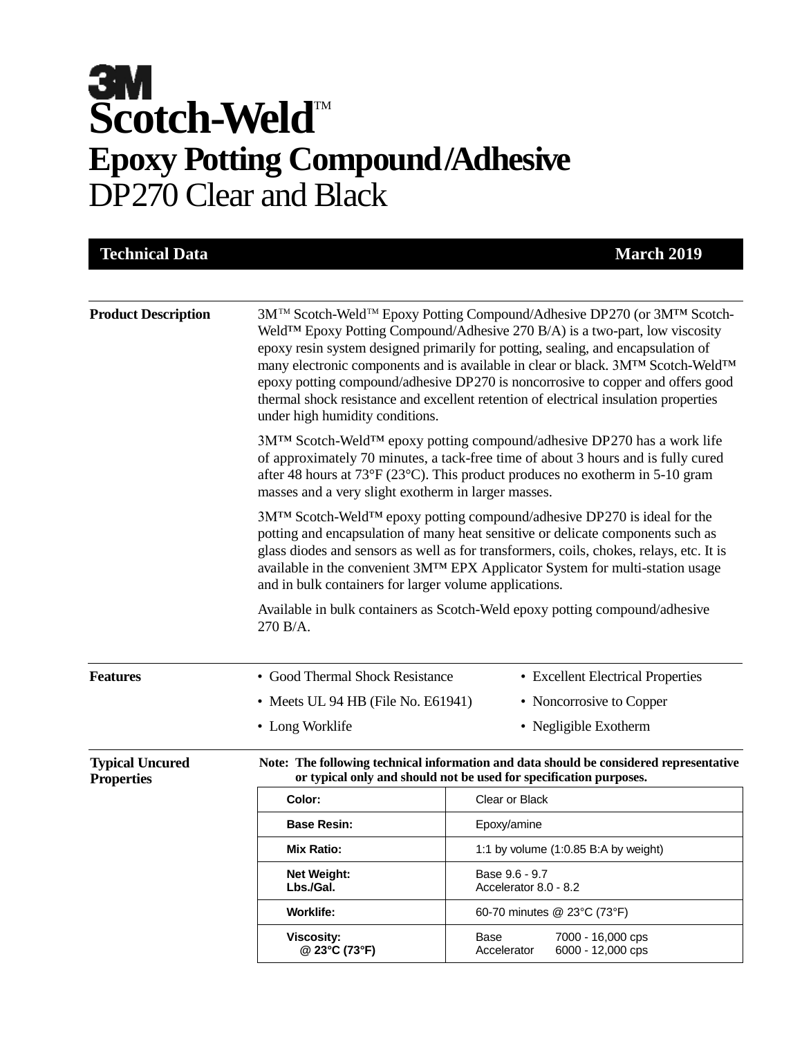# 3M Scotch-Weld™

## Epoxy Potting Compound/Adhesive

DP270 Clear and Black

**Technical Data** | **March 2019**

---

**Product Description**

3M™ Scotch-Weld™ Epoxy Potting Compound/Adhesive DP270 (or 3M™ Scotch-Weld™ Epoxy Potting Compound/Adhesive 270 B/A) is a two-part, low viscosity epoxy resin system designed primarily for potting, sealing, and encapsulation of many electronic components and is available in clear or black. 3M™ Scotch-Weld™ epoxy potting compound/adhesive DP270 is noncorrosive to copper and offers good thermal shock resistance and excellent retention of electrical insulation properties under high humidity conditions.

3M™ Scotch-Weld™ epoxy potting compound/adhesive DP270 has a work life of approximately 70 minutes, a tack-free time of about 3 hours and is fully cured after 48 hours at 73°F (23°C). This product produces no exotherm in 5-10 gram masses and a very slight exotherm in larger masses.

3M™ Scotch-Weld™ epoxy potting compound/adhesive DP270 is ideal for the potting and encapsulation of many heat sensitive or delicate components such as glass diodes and sensors as well as for transformers, coils, chokes, relays, etc. It is available in the convenient 3M™ EPX Applicator System for multi-station usage and in bulk containers for larger volume applications.

Available in bulk containers as Scotch-Weld epoxy potting compound/adhesive 270 B/A.

---

**Features**

- Good Thermal Shock Resistance
- Meets UL 94 HB (File No. E61941)
- Long Worklife
- Excellent Electrical Properties
- Noncorrosive to Copper
- Negligible Exotherm

---

**Typical Uncured Properties**

**Note: The following technical information and data should be considered representative or typical only and should not be used for specification purposes.**

| Property | Value |
|---|---|
| **Color:** | Clear or Black |
| **Base Resin:** | Epoxy/amine |
| **Mix Ratio:** | 1:1 by volume (1:0.85 B:A by weight) |
| **Net Weight: Lbs./Gal.** | Base 9.6 - 9.7<br>Accelerator 8.0 - 8.2 |
| **Worklife:** | 60-70 minutes @ 23°C (73°F) |
| **Viscosity: @ 23°C (73°F)** | Base 7000 - 16,000 cps<br>Accelerator 6000 - 12,000 cps |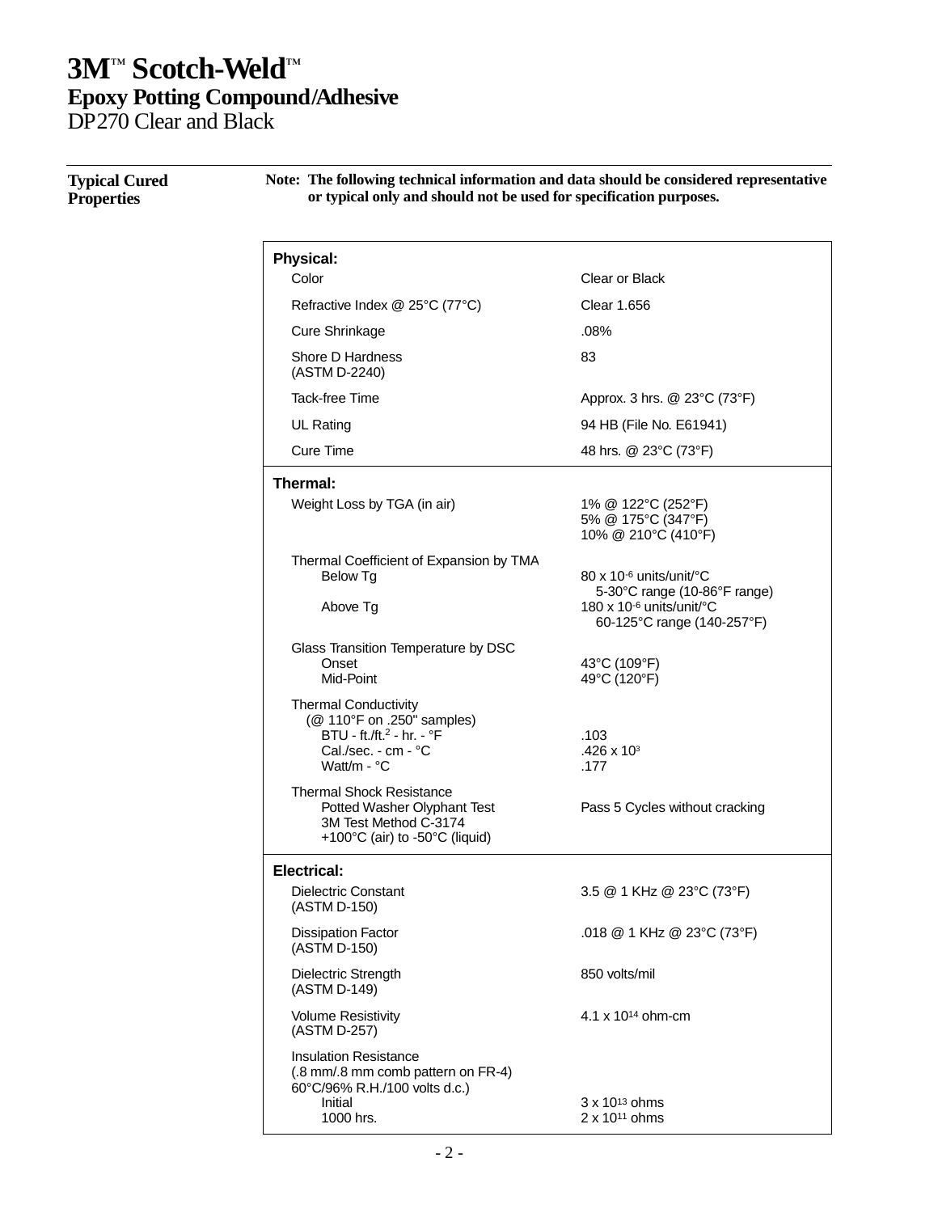# 3M™ Scotch-Weld™

## Epoxy Potting Compound/Adhesive

DP270 Clear and Black

### Typical Cured Properties

**Note: The following technical information and data should be considered representative or typical only and should not be used for specification purposes.**

| Property | Value |
|---|---|
| **Physical:** | |
| Color | Clear or Black |
| Refractive Index @ 25°C (77°C) | Clear 1.656 |
| Cure Shrinkage | .08% |
| Shore D Hardness (ASTM D-2240) | 83 |
| Tack-free Time | Approx. 3 hrs. @ 23°C (73°F) |
| UL Rating | 94 HB (File No. E61941) |
| Cure Time | 48 hrs. @ 23°C (73°F) |
| **Thermal:** | |
| Weight Loss by TGA (in air) | 1% @ 122°C (252°F)<br>5% @ 175°C (347°F)<br>10% @ 210°C (410°F) |
| Thermal Coefficient of Expansion by TMA | |
| Below Tg | $80 \times 10^{-6}$ units/unit/°C<br>5-30°C range (10-86°F range) |
| Above Tg | $180 \times 10^{-6}$ units/unit/°C<br>60-125°C range (140-257°F) |
| Glass Transition Temperature by DSC | |
| Onset | 43°C (109°F) |
| Mid-Point | 49°C (120°F) |
| Thermal Conductivity (@ 110°F on .250" samples) | |
| BTU - ft./ft.$^2$ - hr. - °F | .103 |
| Cal./sec. - cm - °C | $.426 \times 10^{3}$ |
| Watt/m - °C | .177 |
| Thermal Shock Resistance<br>Potted Washer Olyphant Test<br>3M Test Method C-3174<br>+100°C (air) to -50°C (liquid) | Pass 5 Cycles without cracking |
| **Electrical:** | |
| Dielectric Constant (ASTM D-150) | 3.5 @ 1 KHz @ 23°C (73°F) |
| Dissipation Factor (ASTM D-150) | .018 @ 1 KHz @ 23°C (73°F) |
| Dielectric Strength (ASTM D-149) | 850 volts/mil |
| Volume Resistivity (ASTM D-257) | $4.1 \times 10^{14}$ ohm-cm |
| Insulation Resistance (.8 mm/.8 mm comb pattern on FR-4) 60°C/96% R.H./100 volts d.c.) | |
| Initial | $3 \times 10^{13}$ ohms |
| 1000 hrs. | $2 \times 10^{11}$ ohms |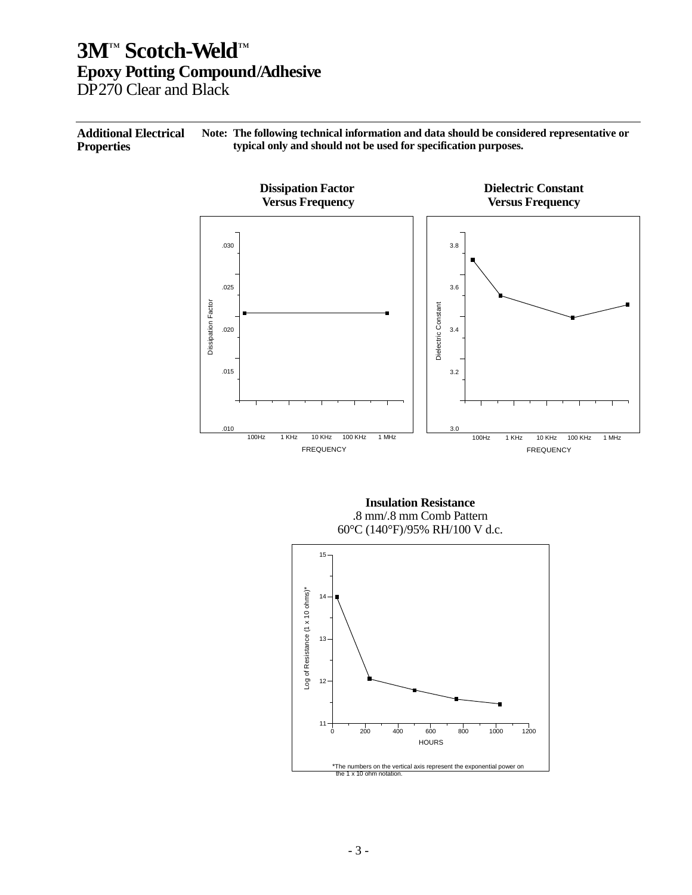# 3M™ Scotch-Weld™
## Epoxy Potting Compound/Adhesive
DP270 Clear and Black

---

**Additional Electrical Properties**

**Note: The following technical information and data should be considered representative or typical only and should not be used for specification purposes.**

**Dissipation Factor Versus Frequency**

Dissipation Factor

.030
.025
.020
.015
.010

100Hz 1 KHz 10 KHz 100 KHz 1 MHz

FREQUENCY

**Dielectric Constant Versus Frequency**

Dielectric Constant

3.8
3.6
3.4
3.2
3.0

100Hz 1 KHz 10 KHz 100 KHz 1 MHz

FREQUENCY

**Insulation Resistance**
.8 mm/.8 mm Comb Pattern
60°C (140°F)/95% RH/100 V d.c.

Log of Resistance (1 x 10 ohms)*

15
14
13
12
11

0 200 400 600 800 1000 1200

HOURS

*The numbers on the vertical axis represent the exponential power on the 1 x 10 ohm notation.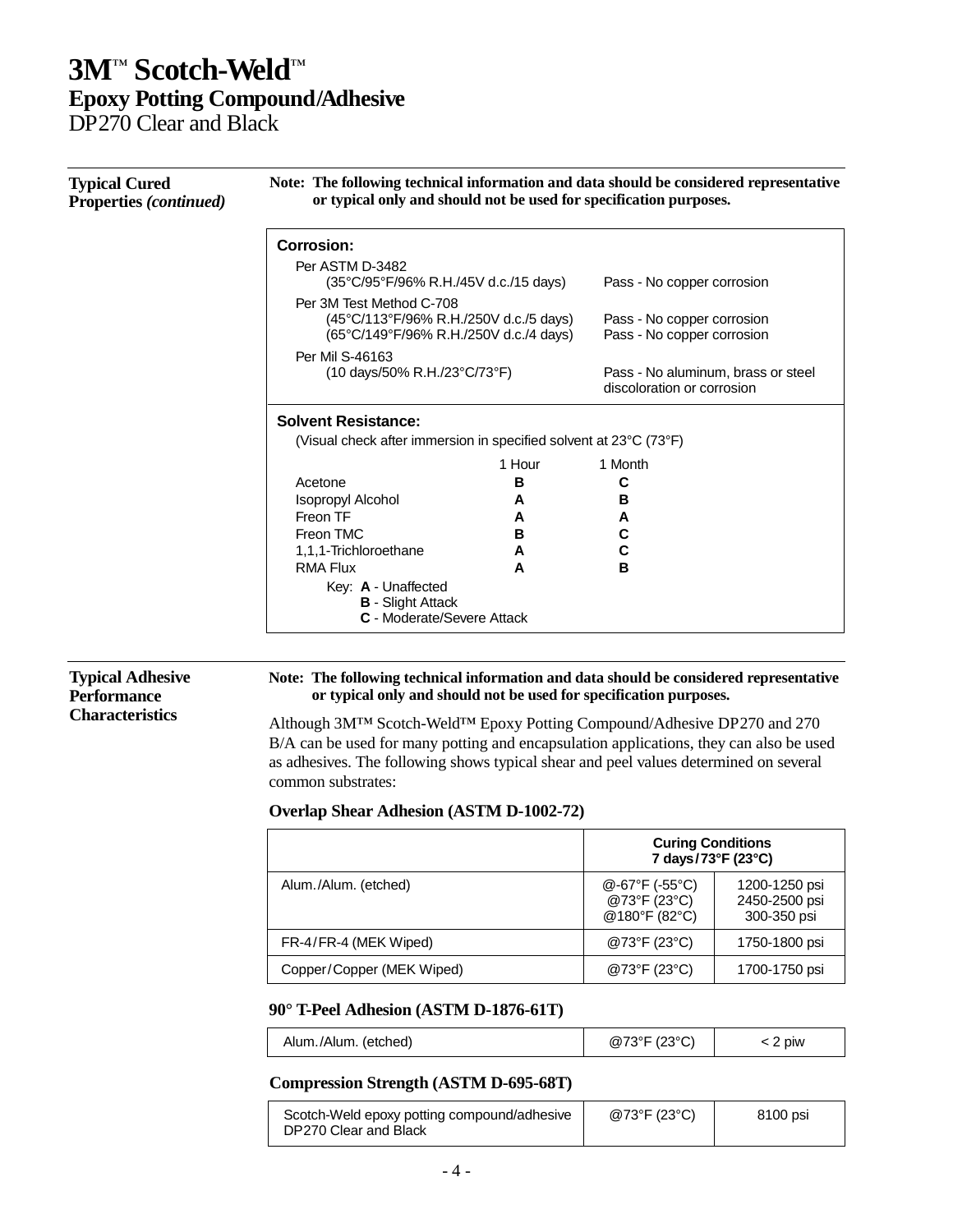# 3M™ Scotch-Weld™

## Epoxy Potting Compound/Adhesive

DP270 Clear and Black

### Typical Cured Properties *(continued)*

**Note: The following technical information and data should be considered representative or typical only and should not be used for specification purposes.**

**Corrosion:**

| Test | Result |
|---|---|
| Per ASTM D-3482 (35°C/95°F/96% R.H./45V d.c./15 days) | Pass - No copper corrosion |
| Per 3M Test Method C-708 (45°C/113°F/96% R.H./250V d.c./5 days) | Pass - No copper corrosion |
| Per 3M Test Method C-708 (65°C/149°F/96% R.H./250V d.c./4 days) | Pass - No copper corrosion |
| Per Mil S-46163 (10 days/50% R.H./23°C/73°F) | Pass - No aluminum, brass or steel discoloration or corrosion |

**Solvent Resistance:**

(Visual check after immersion in specified solvent at 23°C (73°F)

| Solvent | 1 Hour | 1 Month |
|---|---|---|
| Acetone | **B** | **C** |
| Isopropyl Alcohol | **A** | **B** |
| Freon TF | **A** | **A** |
| Freon TMC | **B** | **C** |
| 1,1,1-Trichloroethane | **A** | **C** |
| RMA Flux | **A** | **B** |

Key: **A** - Unaffected
**B** - Slight Attack
**C** - Moderate/Severe Attack

### Typical Adhesive Performance Characteristics

**Note: The following technical information and data should be considered representative or typical only and should not be used for specification purposes.**

Although 3M™ Scotch-Weld™ Epoxy Potting Compound/Adhesive DP270 and 270 B/A can be used for many potting and encapsulation applications, they can also be used as adhesives. The following shows typical shear and peel values determined on several common substrates:

**Overlap Shear Adhesion (ASTM D-1002-72)**

| | Curing Conditions 7 days/73°F (23°C) | |
|---|---|---|
| Alum./Alum. (etched) | @-67°F (-55°C) | 1200-1250 psi |
| | @73°F (23°C) | 2450-2500 psi |
| | @180°F (82°C) | 300-350 psi |
| FR-4/FR-4 (MEK Wiped) | @73°F (23°C) | 1750-1800 psi |
| Copper/Copper (MEK Wiped) | @73°F (23°C) | 1700-1750 psi |

**90° T-Peel Adhesion (ASTM D-1876-61T)**

| | | |
|---|---|---|
| Alum./Alum. (etched) | @73°F (23°C) | < 2 piw |

**Compression Strength (ASTM D-695-68T)**

| | | |
|---|---|---|
| Scotch-Weld epoxy potting compound/adhesive DP270 Clear and Black | @73°F (23°C) | 8100 psi |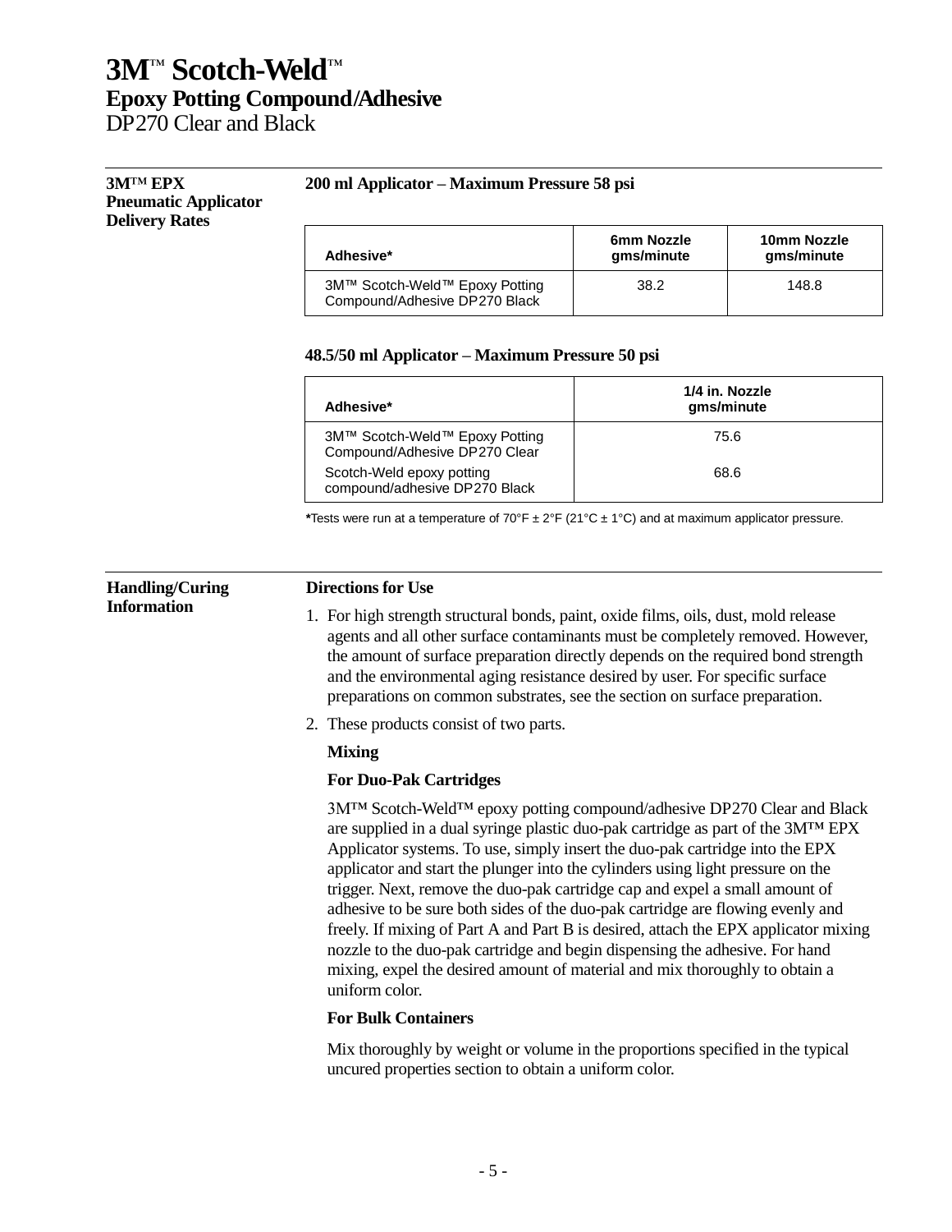# 3M™ Scotch-Weld™
## Epoxy Potting Compound/Adhesive
DP270 Clear and Black

### 3M™ EPX Pneumatic Applicator Delivery Rates

**200 ml Applicator – Maximum Pressure 58 psi**

| Adhesive* | 6mm Nozzle gms/minute | 10mm Nozzle gms/minute |
|---|---|---|
| 3M™ Scotch-Weld™ Epoxy Potting Compound/Adhesive DP270 Black | 38.2 | 148.8 |

**48.5/50 ml Applicator – Maximum Pressure 50 psi**

| Adhesive* | 1/4 in. Nozzle gms/minute |
|---|---|
| 3M™ Scotch-Weld™ Epoxy Potting Compound/Adhesive DP270 Clear | 75.6 |
| Scotch-Weld epoxy potting compound/adhesive DP270 Black | 68.6 |

***Tests were run at a temperature of 70°F ± 2°F (21°C ± 1°C) and at maximum applicator pressure.**

### Handling/Curing Information

**Directions for Use**

1. For high strength structural bonds, paint, oxide films, oils, dust, mold release agents and all other surface contaminants must be completely removed. However, the amount of surface preparation directly depends on the required bond strength and the environmental aging resistance desired by user. For specific surface preparations on common substrates, see the section on surface preparation.
2. These products consist of two parts.

**Mixing**

**For Duo-Pak Cartridges**

3M™ Scotch-Weld™ epoxy potting compound/adhesive DP270 Clear and Black are supplied in a dual syringe plastic duo-pak cartridge as part of the 3M™ EPX Applicator systems. To use, simply insert the duo-pak cartridge into the EPX applicator and start the plunger into the cylinders using light pressure on the trigger. Next, remove the duo-pak cartridge cap and expel a small amount of adhesive to be sure both sides of the duo-pak cartridge are flowing evenly and freely. If mixing of Part A and Part B is desired, attach the EPX applicator mixing nozzle to the duo-pak cartridge and begin dispensing the adhesive. For hand mixing, expel the desired amount of material and mix thoroughly to obtain a uniform color.

**For Bulk Containers**

Mix thoroughly by weight or volume in the proportions specified in the typical uncured properties section to obtain a uniform color.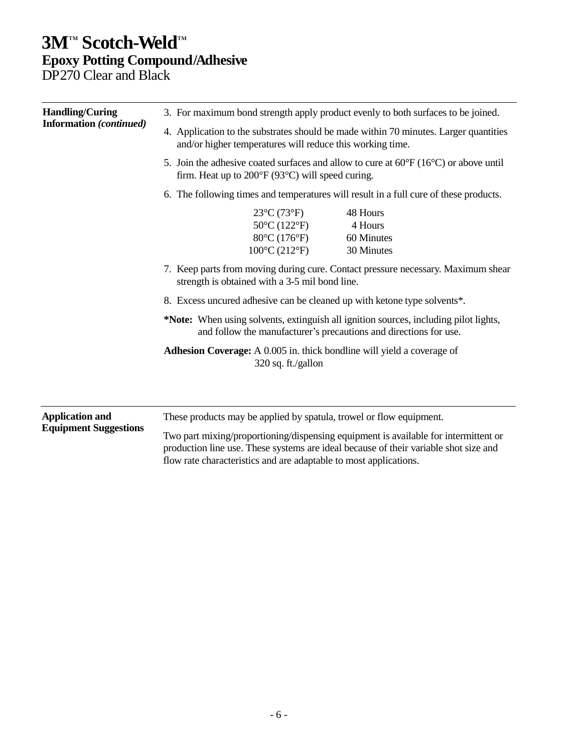# 3M™ Scotch-Weld™

## Epoxy Potting Compound/Adhesive

DP270 Clear and Black

---

**Handling/Curing Information *(continued)***

3. For maximum bond strength apply product evenly to both surfaces to be joined.
4. Application to the substrates should be made within 70 minutes. Larger quantities and/or higher temperatures will reduce this working time.
5. Join the adhesive coated surfaces and allow to cure at 60°F (16°C) or above until firm. Heat up to 200°F (93°C) will speed curing.
6. The following times and temperatures will result in a full cure of these products.

| Temperature | Time |
|---|---|
| 23°C (73°F) | 48 Hours |
| 50°C (122°F) | 4 Hours |
| 80°C (176°F) | 60 Minutes |
| 100°C (212°F) | 30 Minutes |

7. Keep parts from moving during cure. Contact pressure necessary. Maximum shear strength is obtained with a 3-5 mil bond line.
8. Excess uncured adhesive can be cleaned up with ketone type solvents*.

***Note:** When using solvents, extinguish all ignition sources, including pilot lights, and follow the manufacturer's precautions and directions for use.

**Adhesion Coverage:** A 0.005 in. thick bondline will yield a coverage of 320 sq. ft./gallon

---

**Application and Equipment Suggestions**

These products may be applied by spatula, trowel or flow equipment.

Two part mixing/proportioning/dispensing equipment is available for intermittent or production line use. These systems are ideal because of their variable shot size and flow rate characteristics and are adaptable to most applications.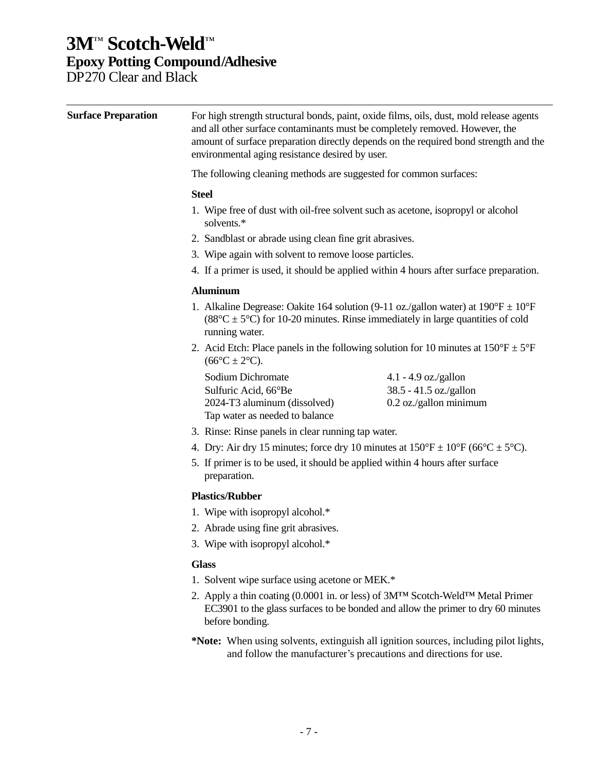# 3M™ Scotch-Weld™
## Epoxy Potting Compound/Adhesive
DP270 Clear and Black

---

**Surface Preparation**

For high strength structural bonds, paint, oxide films, oils, dust, mold release agents and all other surface contaminants must be completely removed. However, the amount of surface preparation directly depends on the required bond strength and the environmental aging resistance desired by user.

The following cleaning methods are suggested for common surfaces:

**Steel**

1. Wipe free of dust with oil-free solvent such as acetone, isopropyl or alcohol solvents.*
2. Sandblast or abrade using clean fine grit abrasives.
3. Wipe again with solvent to remove loose particles.
4. If a primer is used, it should be applied within 4 hours after surface preparation.

**Aluminum**

1. Alkaline Degrease: Oakite 164 solution (9-11 oz./gallon water) at 190°F ± 10°F (88°C ± 5°C) for 10-20 minutes. Rinse immediately in large quantities of cold running water.
2. Acid Etch: Place panels in the following solution for 10 minutes at 150°F ± 5°F (66°C ± 2°C).

| | |
|---|---|
| Sodium Dichromate | 4.1 - 4.9 oz./gallon |
| Sulfuric Acid, 66°Be | 38.5 - 41.5 oz./gallon |
| 2024-T3 aluminum (dissolved) | 0.2 oz./gallon minimum |
| Tap water as needed to balance | |

3. Rinse: Rinse panels in clear running tap water.
4. Dry: Air dry 15 minutes; force dry 10 minutes at 150°F ± 10°F (66°C ± 5°C).
5. If primer is to be used, it should be applied within 4 hours after surface preparation.

**Plastics/Rubber**

1. Wipe with isopropyl alcohol.*
2. Abrade using fine grit abrasives.
3. Wipe with isopropyl alcohol.*

**Glass**

1. Solvent wipe surface using acetone or MEK.*
2. Apply a thin coating (0.0001 in. or less) of 3M™ Scotch-Weld™ Metal Primer EC3901 to the glass surfaces to be bonded and allow the primer to dry 60 minutes before bonding.

***Note:** When using solvents, extinguish all ignition sources, including pilot lights, and follow the manufacturer's precautions and directions for use.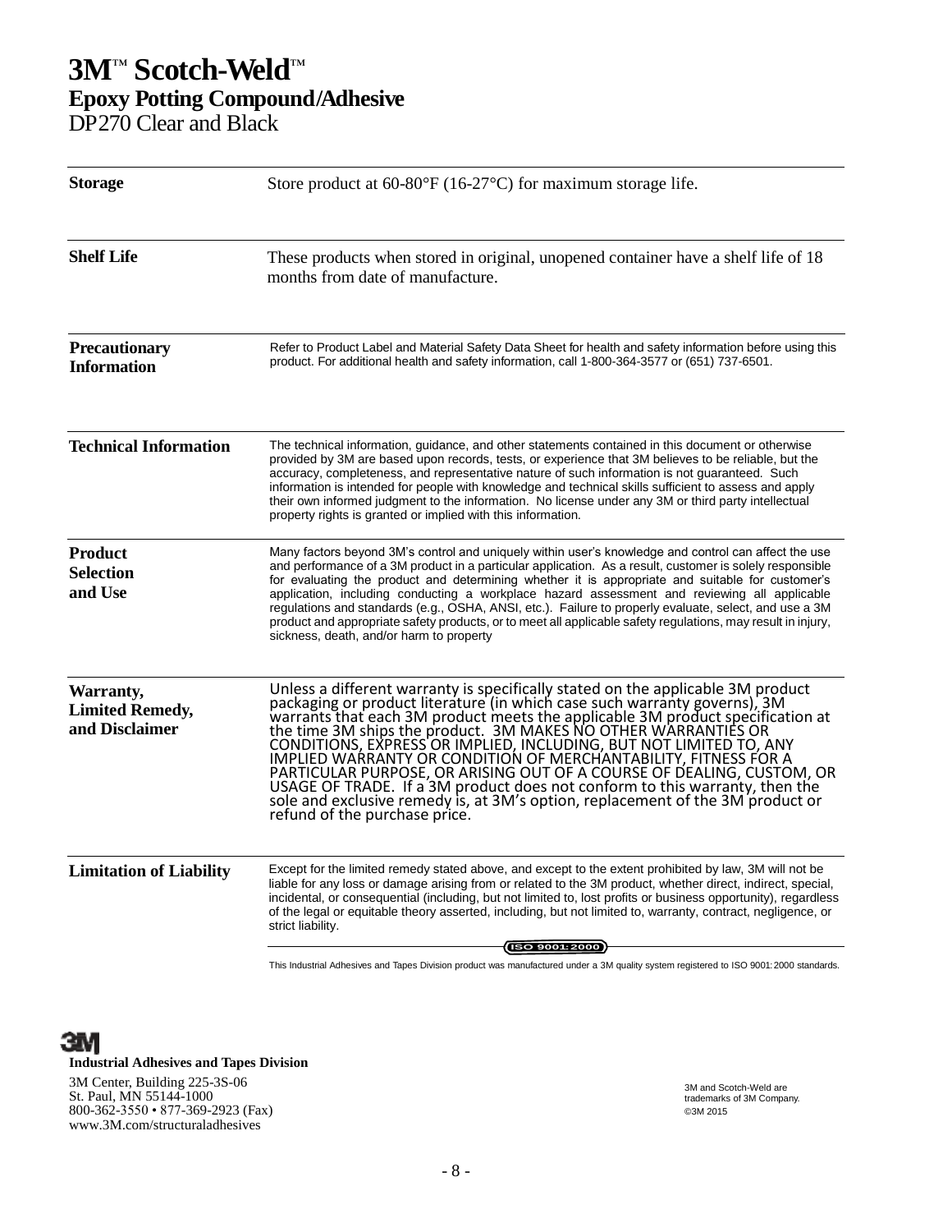# 3M™ Scotch-Weld™

## Epoxy Potting Compound/Adhesive

DP270 Clear and Black

**Storage**

Store product at 60-80°F (16-27°C) for maximum storage life.

**Shelf Life**

These products when stored in original, unopened container have a shelf life of 18 months from date of manufacture.

**Precautionary Information**

Refer to Product Label and Material Safety Data Sheet for health and safety information before using this product. For additional health and safety information, call 1-800-364-3577 or (651) 737-6501.

**Technical Information**

The technical information, guidance, and other statements contained in this document or otherwise provided by 3M are based upon records, tests, or experience that 3M believes to be reliable, but the accuracy, completeness, and representative nature of such information is not guaranteed. Such information is intended for people with knowledge and technical skills sufficient to assess and apply their own informed judgment to the information. No license under any 3M or third party intellectual property rights is granted or implied with this information.

**Product Selection and Use**

Many factors beyond 3M's control and uniquely within user's knowledge and control can affect the use and performance of a 3M product in a particular application. As a result, customer is solely responsible for evaluating the product and determining whether it is appropriate and suitable for customer's application, including conducting a workplace hazard assessment and reviewing all applicable regulations and standards (e.g., OSHA, ANSI, etc.). Failure to properly evaluate, select, and use a 3M product and appropriate safety products, or to meet all applicable safety regulations, may result in injury, sickness, death, and/or harm to property

**Warranty, Limited Remedy, and Disclaimer**

Unless a different warranty is specifically stated on the applicable 3M product packaging or product literature (in which case such warranty governs), 3M warrants that each 3M product meets the applicable 3M product specification at the time 3M ships the product. 3M MAKES NO OTHER WARRANTIES OR CONDITIONS, EXPRESS OR IMPLIED, INCLUDING, BUT NOT LIMITED TO, ANY IMPLIED WARRANTY OR CONDITION OF MERCHANTABILITY, FITNESS FOR A PARTICULAR PURPOSE, OR ARISING OUT OF A COURSE OF DEALING, CUSTOM, OR USAGE OF TRADE. If a 3M product does not conform to this warranty, then the sole and exclusive remedy is, at 3M's option, replacement of the 3M product or refund of the purchase price.

**Limitation of Liability**

Except for the limited remedy stated above, and except to the extent prohibited by law, 3M will not be liable for any loss or damage arising from or related to the 3M product, whether direct, indirect, special, incidental, or consequential (including, but not limited to, lost profits or business opportunity), regardless of the legal or equitable theory asserted, including, but not limited to, warranty, contract, negligence, or strict liability.

ISO 9001:2000

This Industrial Adhesives and Tapes Division product was manufactured under a 3M quality system registered to ISO 9001:2000 standards.

3M

**Industrial Adhesives and Tapes Division**

3M Center, Building 225-3S-06
St. Paul, MN 55144-1000
800-362-3550 • 877-369-2923 (Fax)
www.3M.com/structuraladhesives

3M and Scotch-Weld are trademarks of 3M Company.
©3M 2015